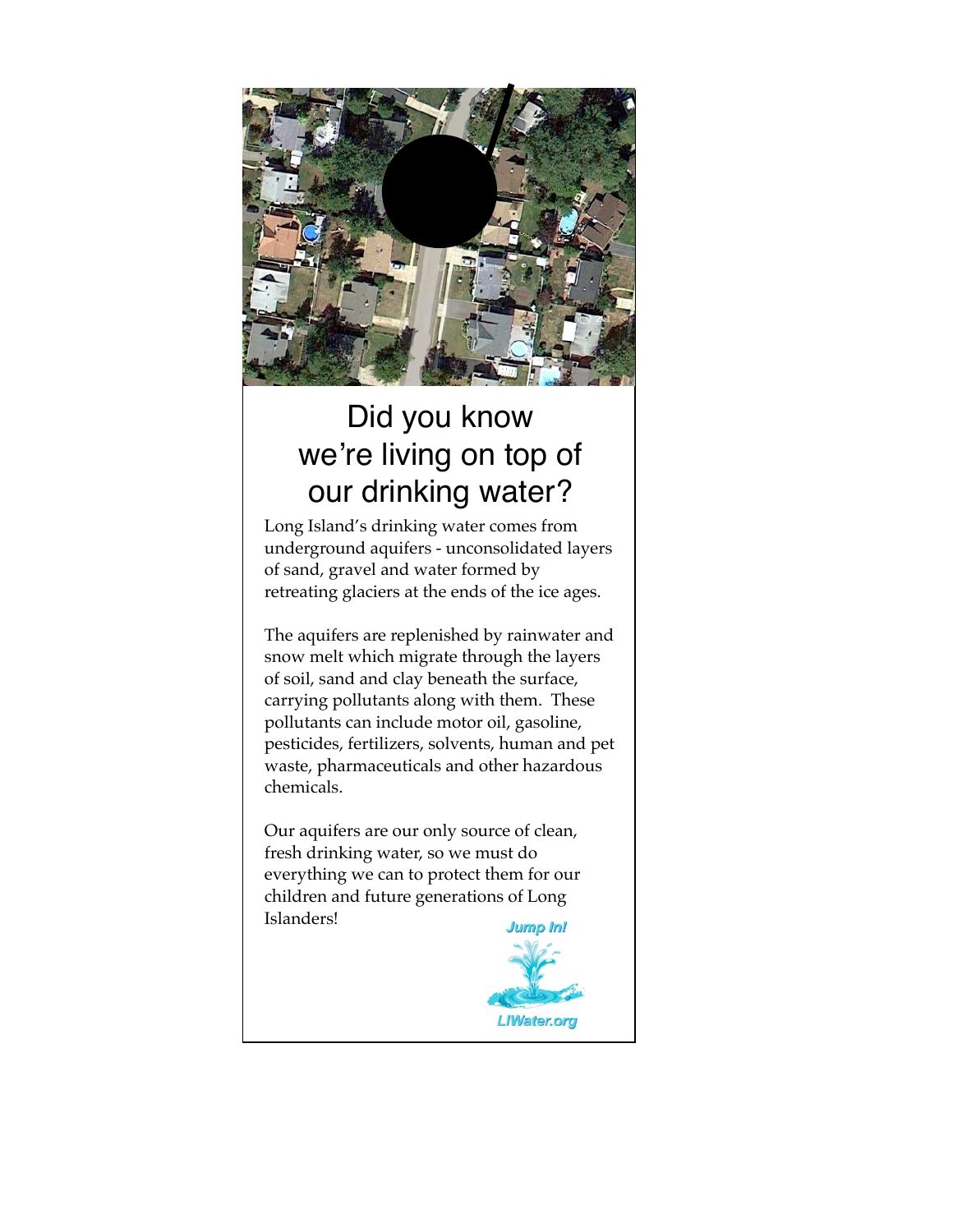# Did you know we're living on top of our drinking water?

Long Island's drinking water comes from underground aquifers - unconsolidated layers of sand, gravel and water formed by retreating glaciers at the ends of the ice ages.

The aquifers are replenished by rainwater and snow melt which migrate through the layers of soil, sand and clay beneath the surface, carrying pollutants along with them. These pollutants can include motor oil, gasoline, pesticides, fertilizers, solvents, human and pet waste, pharmaceuticals and other hazardous chemicals.

Our aquifers are our only source of clean, fresh drinking water, so we must do everything we can to protect them for our children and future generations of Long Islanders!

*Jump In!*

*LIWater.org*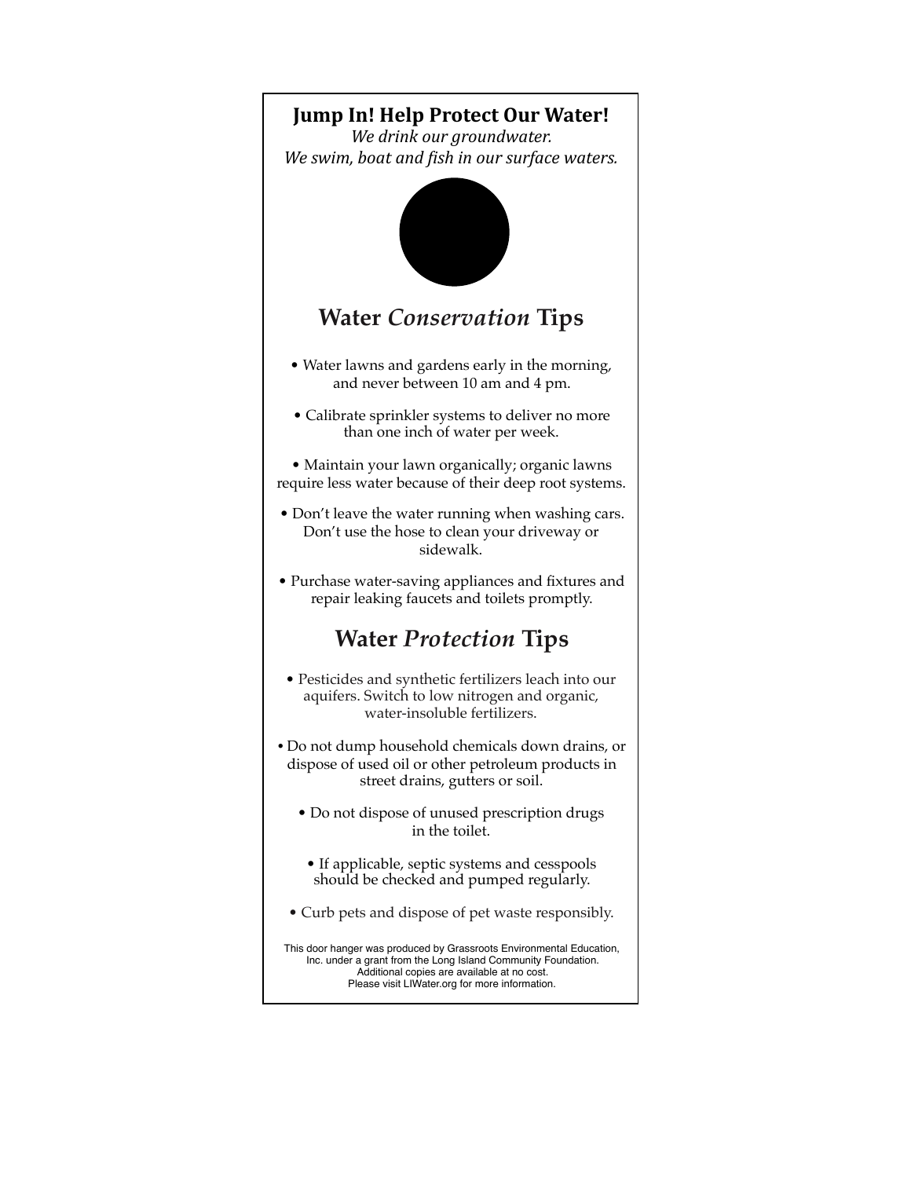**Jump In! Help Protect Our Water!**

*We drink our groundwater.*
*We swim, boat and fish in our surface waters.*

## Water *Conservation* Tips

- Water lawns and gardens early in the morning, and never between 10 am and 4 pm.
- Calibrate sprinkler systems to deliver no more than one inch of water per week.
- Maintain your lawn organically; organic lawns require less water because of their deep root systems.
- Don't leave the water running when washing cars. Don't use the hose to clean your driveway or sidewalk.
- Purchase water-saving appliances and fixtures and repair leaking faucets and toilets promptly.

## Water *Protection* Tips

- Pesticides and synthetic fertilizers leach into our aquifers. Switch to low nitrogen and organic, water-insoluble fertilizers.
- Do not dump household chemicals down drains, or dispose of used oil or other petroleum products in street drains, gutters or soil.
- Do not dispose of unused prescription drugs in the toilet.
- If applicable, septic systems and cesspools should be checked and pumped regularly.
- Curb pets and dispose of pet waste responsibly.

This door hanger was produced by Grassroots Environmental Education, Inc. under a grant from the Long Island Community Foundation. Additional copies are available at no cost. Please visit LIWater.org for more information.